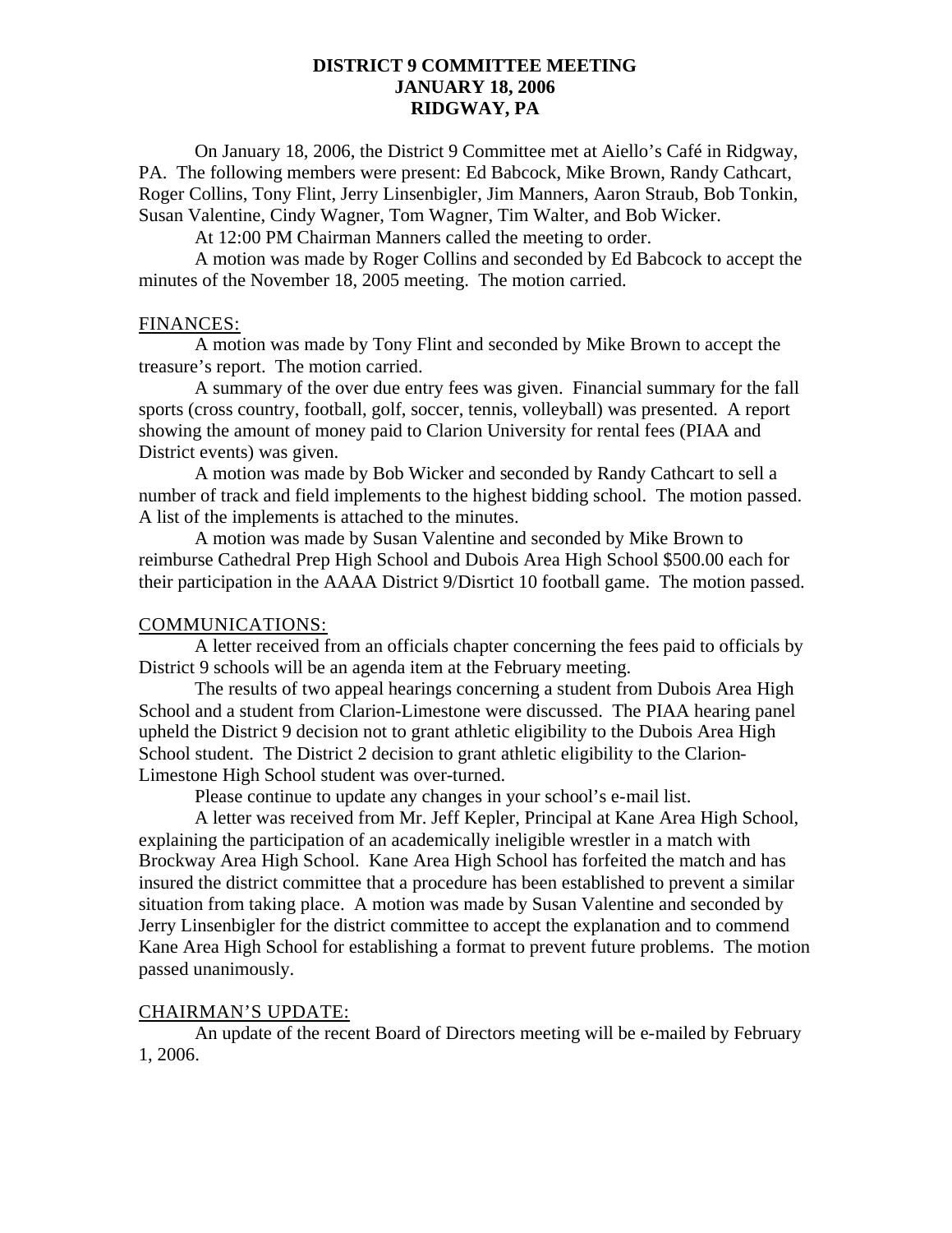# DISTRICT 9 COMMITTEE MEETING
## JANUARY 18, 2006
## RIDGWAY, PA

On January 18, 2006, the District 9 Committee met at Aiello's Café in Ridgway, PA. The following members were present: Ed Babcock, Mike Brown, Randy Cathcart, Roger Collins, Tony Flint, Jerry Linsenbigler, Jim Manners, Aaron Straub, Bob Tonkin, Susan Valentine, Cindy Wagner, Tom Wagner, Tim Walter, and Bob Wicker.

At 12:00 PM Chairman Manners called the meeting to order.

A motion was made by Roger Collins and seconded by Ed Babcock to accept the minutes of the November 18, 2005 meeting. The motion carried.

### FINANCES:

A motion was made by Tony Flint and seconded by Mike Brown to accept the treasure's report. The motion carried.

A summary of the over due entry fees was given. Financial summary for the fall sports (cross country, football, golf, soccer, tennis, volleyball) was presented. A report showing the amount of money paid to Clarion University for rental fees (PIAA and District events) was given.

A motion was made by Bob Wicker and seconded by Randy Cathcart to sell a number of track and field implements to the highest bidding school. The motion passed. A list of the implements is attached to the minutes.

A motion was made by Susan Valentine and seconded by Mike Brown to reimburse Cathedral Prep High School and Dubois Area High School $500.00 each for their participation in the AAAA District 9/Disrtict 10 football game. The motion passed.

### COMMUNICATIONS:

A letter received from an officials chapter concerning the fees paid to officials by District 9 schools will be an agenda item at the February meeting.

The results of two appeal hearings concerning a student from Dubois Area High School and a student from Clarion-Limestone were discussed. The PIAA hearing panel upheld the District 9 decision not to grant athletic eligibility to the Dubois Area High School student. The District 2 decision to grant athletic eligibility to the Clarion-Limestone High School student was over-turned.

Please continue to update any changes in your school's e-mail list.

A letter was received from Mr. Jeff Kepler, Principal at Kane Area High School, explaining the participation of an academically ineligible wrestler in a match with Brockway Area High School. Kane Area High School has forfeited the match and has insured the district committee that a procedure has been established to prevent a similar situation from taking place. A motion was made by Susan Valentine and seconded by Jerry Linsenbigler for the district committee to accept the explanation and to commend Kane Area High School for establishing a format to prevent future problems. The motion passed unanimously.

### CHAIRMAN'S UPDATE:

An update of the recent Board of Directors meeting will be e-mailed by February 1, 2006.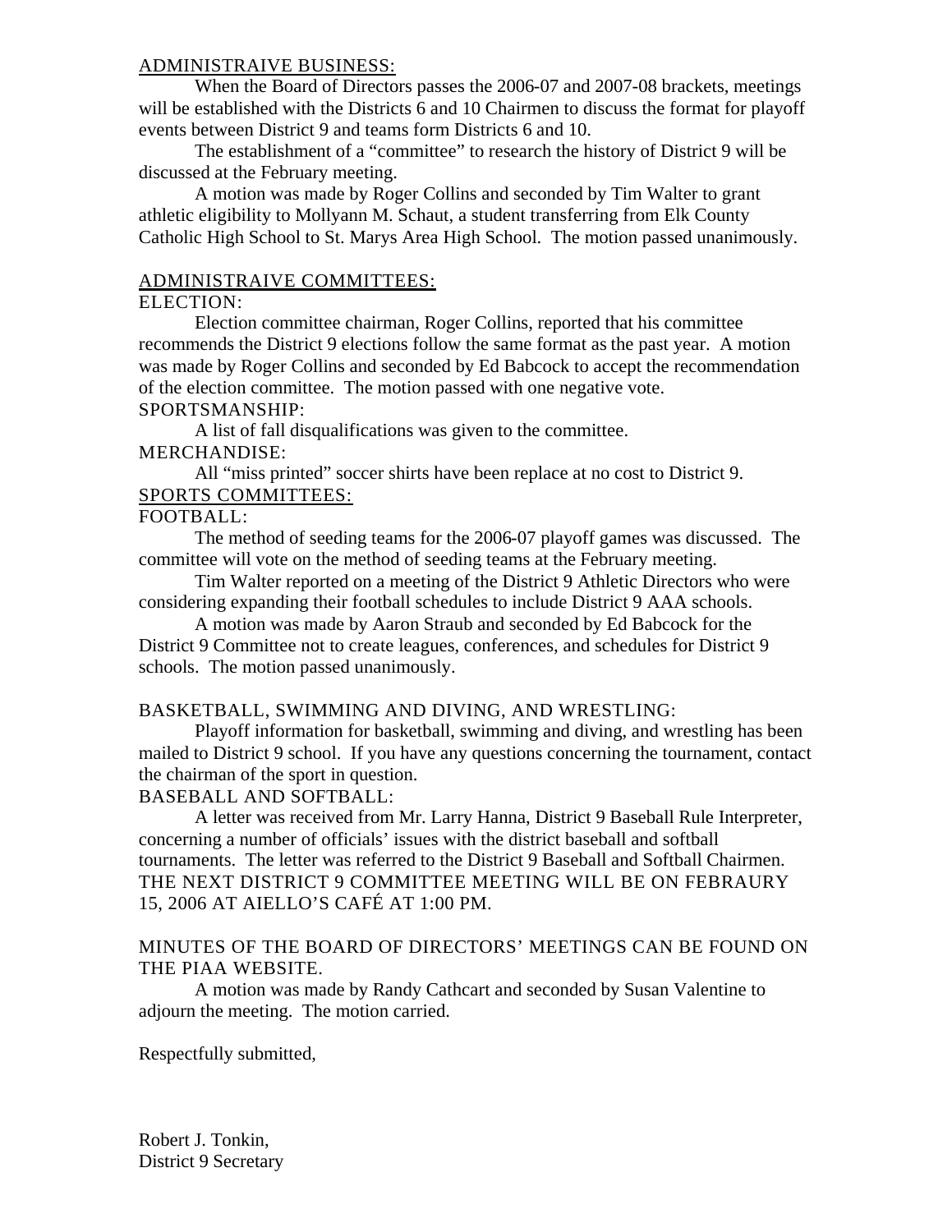## ADMINISTRAIVE BUSINESS:

When the Board of Directors passes the 2006-07 and 2007-08 brackets, meetings will be established with the Districts 6 and 10 Chairmen to discuss the format for playoff events between District 9 and teams form Districts 6 and 10.

The establishment of a "committee" to research the history of District 9 will be discussed at the February meeting.

A motion was made by Roger Collins and seconded by Tim Walter to grant athletic eligibility to Mollyann M. Schaut, a student transferring from Elk County Catholic High School to St. Marys Area High School. The motion passed unanimously.

## ADMINISTRAIVE COMMITTEES:

### ELECTION:

Election committee chairman, Roger Collins, reported that his committee recommends the District 9 elections follow the same format as the past year. A motion was made by Roger Collins and seconded by Ed Babcock to accept the recommendation of the election committee. The motion passed with one negative vote.

### SPORTSMANSHIP:

A list of fall disqualifications was given to the committee.

### MERCHANDISE:

All "miss printed" soccer shirts have been replace at no cost to District 9.

## SPORTS COMMITTEES:

### FOOTBALL:

The method of seeding teams for the 2006-07 playoff games was discussed. The committee will vote on the method of seeding teams at the February meeting.

Tim Walter reported on a meeting of the District 9 Athletic Directors who were considering expanding their football schedules to include District 9 AAA schools.

A motion was made by Aaron Straub and seconded by Ed Babcock for the District 9 Committee not to create leagues, conferences, and schedules for District 9 schools. The motion passed unanimously.

### BASKETBALL, SWIMMING AND DIVING, AND WRESTLING:

Playoff information for basketball, swimming and diving, and wrestling has been mailed to District 9 school. If you have any questions concerning the tournament, contact the chairman of the sport in question.

### BASEBALL AND SOFTBALL:

A letter was received from Mr. Larry Hanna, District 9 Baseball Rule Interpreter, concerning a number of officials' issues with the district baseball and softball tournaments. The letter was referred to the District 9 Baseball and Softball Chairmen.

THE NEXT DISTRICT 9 COMMITTEE MEETING WILL BE ON FEBRAURY 15, 2006 AT AIELLO'S CAFÉ AT 1:00 PM.

MINUTES OF THE BOARD OF DIRECTORS' MEETINGS CAN BE FOUND ON THE PIAA WEBSITE.

A motion was made by Randy Cathcart and seconded by Susan Valentine to adjourn the meeting. The motion carried.

Respectfully submitted,

Robert J. Tonkin,
District 9 Secretary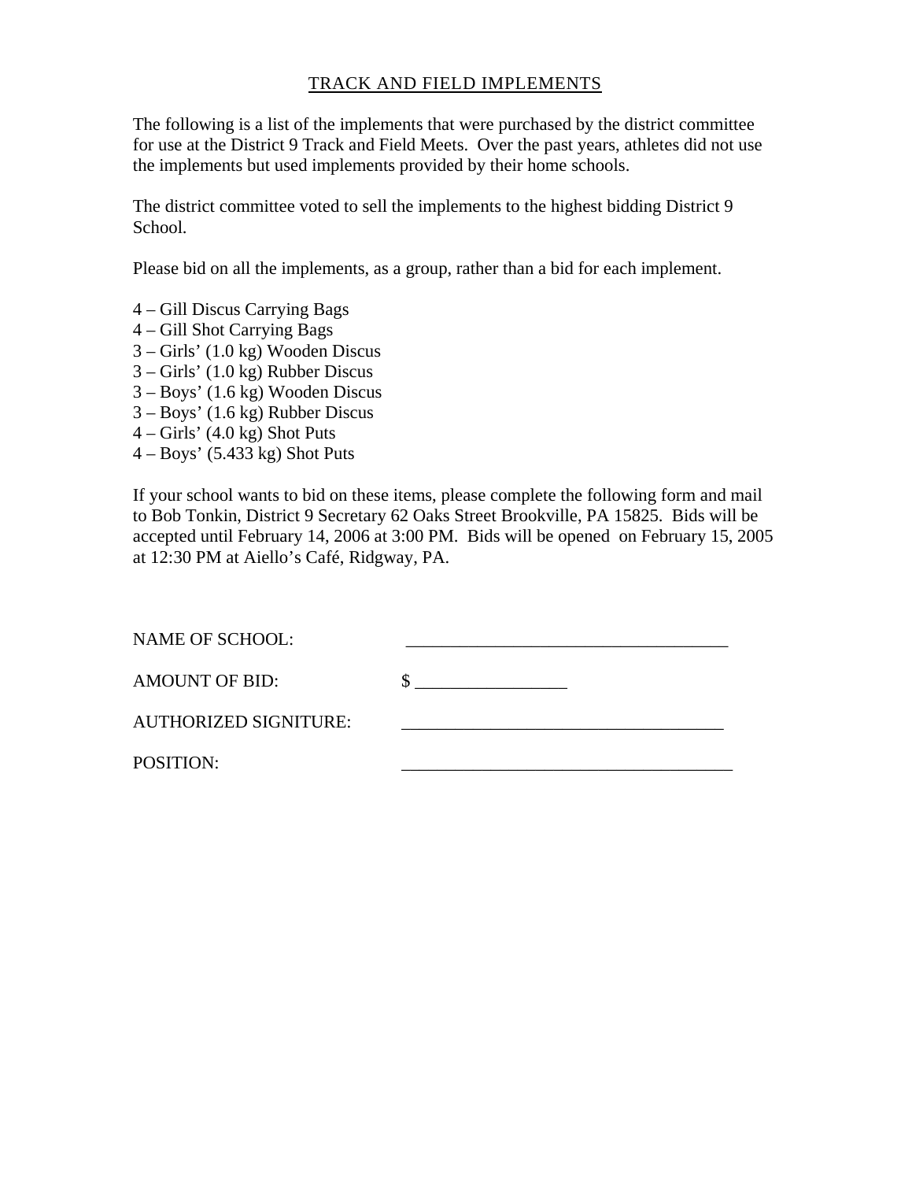# TRACK AND FIELD IMPLEMENTS

The following is a list of the implements that were purchased by the district committee for use at the District 9 Track and Field Meets. Over the past years, athletes did not use the implements but used implements provided by their home schools.

The district committee voted to sell the implements to the highest bidding District 9 School.

Please bid on all the implements, as a group, rather than a bid for each implement.

4 – Gill Discus Carrying Bags
4 – Gill Shot Carrying Bags
3 – Girls' (1.0 kg) Wooden Discus
3 – Girls' (1.0 kg) Rubber Discus
3 – Boys' (1.6 kg) Wooden Discus
3 – Boys' (1.6 kg) Rubber Discus
4 – Girls' (4.0 kg) Shot Puts
4 – Boys' (5.433 kg) Shot Puts

If your school wants to bid on these items, please complete the following form and mail to Bob Tonkin, District 9 Secretary 62 Oaks Street Brookville, PA 15825. Bids will be accepted until February 14, 2006 at 3:00 PM. Bids will be opened on February 15, 2005 at 12:30 PM at Aiello's Café, Ridgway, PA.

NAME OF SCHOOL: ____________________________________

AMOUNT OF BID: $ _________________

AUTHORIZED SIGNITURE: ____________________________________

POSITION: ____________________________________